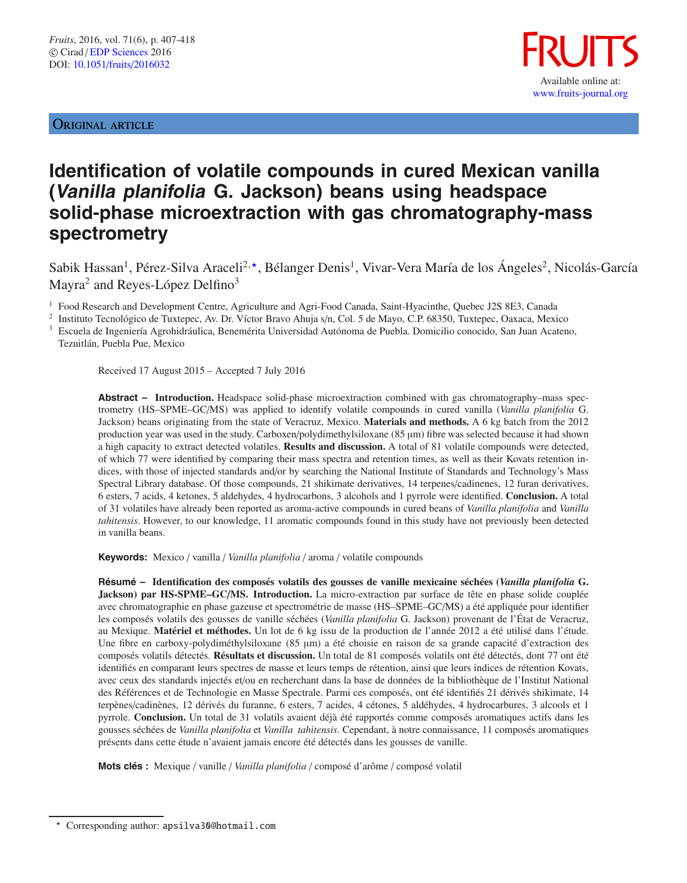Original article

# Identification of volatile compounds in cured Mexican vanilla (*Vanilla planifolia* G. Jackson) beans using headspace solid-phase microextraction with gas chromatography-mass spectrometry

Sabik Hassan[1], Pérez-Silva Araceli[2,⋆], Bélanger Denis[1], Vivar-Vera María de los Ángeles[2], Nicolás-García Mayra[2] and Reyes-López Delfino[3]

[1] Food Research and Development Centre, Agriculture and Agri-Food Canada, Saint-Hyacinthe, Quebec J2S 8E3, Canada

[2] Instituto Tecnológico de Tuxtepec, Av. Dr. Víctor Bravo Ahuja s/n, Col. 5 de Mayo, C.P. 68350, Tuxtepec, Oaxaca, Mexico

[3] Escuela de Ingeniería Agrohidráulica, Benemérita Universidad Autónoma de Puebla. Domicilio conocido, San Juan Acateno, Tezuitlán, Puebla Pue, Mexico

Received 17 August 2015 – Accepted 7 July 2016

**Abstract – Introduction.** Headspace solid-phase microextraction combined with gas chromatography–mass spectrometry (HS–SPME–GC/MS) was applied to identify volatile compounds in cured vanilla (*Vanilla planifolia* G. Jackson) beans originating from the state of Veracruz, Mexico. **Materials and methods.** A 6 kg batch from the 2012 production year was used in the study. Carboxen/polydimethylsiloxane (85 μm) fibre was selected because it had shown a high capacity to extract detected volatiles. **Results and discussion.** A total of 81 volatile compounds were detected, of which 77 were identified by comparing their mass spectra and retention times, as well as their Kovats retention indices, with those of injected standards and/or by searching the National Institute of Standards and Technology's Mass Spectral Library database. Of those compounds, 21 shikimate derivatives, 14 terpenes/cadinenes, 12 furan derivatives, 6 esters, 7 acids, 4 ketones, 5 aldehydes, 4 hydrocarbons, 3 alcohols and 1 pyrrole were identified. **Conclusion.** A total of 31 volatiles have already been reported as aroma-active compounds in cured beans of *Vanilla planifolia* and *Vanilla tahitensis*. However, to our knowledge, 11 aromatic compounds found in this study have not previously been detected in vanilla beans.

**Keywords:** Mexico / vanilla / *Vanilla planifolia* / aroma / volatile compounds

**Résumé – Identification des composés volatils des gousses de vanille mexicaine séchées (*Vanilla planifolia* G. Jackson) par HS-SPME–GC/MS. Introduction.** La micro-extraction par surface de tête en phase solide couplée avec chromatographie en phase gazeuse et spectrométrie de masse (HS–SPME–GC/MS) a été appliquée pour identifier les composés volatils des gousses de vanille séchées (*Vanilla planifolia* G. Jackson) provenant de l'État de Veracruz, au Mexique. **Matériel et méthodes.** Un lot de 6 kg issu de la production de l'année 2012 a été utilisé dans l'étude. Une fibre en carboxy-polydiméthylsiloxane (85 μm) a été choisie en raison de sa grande capacité d'extraction des composés volatils détectés. **Résultats et discussion.** Un total de 81 composés volatils ont été détectés, dont 77 ont été identifiés en comparant leurs spectres de masse et leurs temps de rétention, ainsi que leurs indices de rétention Kovats, avec ceux des standards injectés et/ou en recherchant dans la base de données de la bibliothèque de l'Institut National des Références et de Technologie en Masse Spectrale. Parmi ces composés, ont été identifiés 21 dérivés shikimate, 14 terpènes/cadinènes, 12 dérivés du furanne, 6 esters, 7 acides, 4 cétones, 5 aldéhydes, 4 hydrocarbures, 3 alcools et 1 pyrrole. **Conclusion.** Un total de 31 volatils avaient déjà été rapportés comme composés aromatiques actifs dans les gousses séchées de *Vanilla planifolia* et *Vanilla tahitensis*. Cependant, à notre connaissance, 11 composés aromatiques présents dans cette étude n'avaient jamais encore été détectés dans les gousses de vanille.

**Mots clés :** Mexique / vanille / *Vanilla planifolia* / composé d'arôme / composé volatil

⋆ Corresponding author: apsilva30@hotmail.com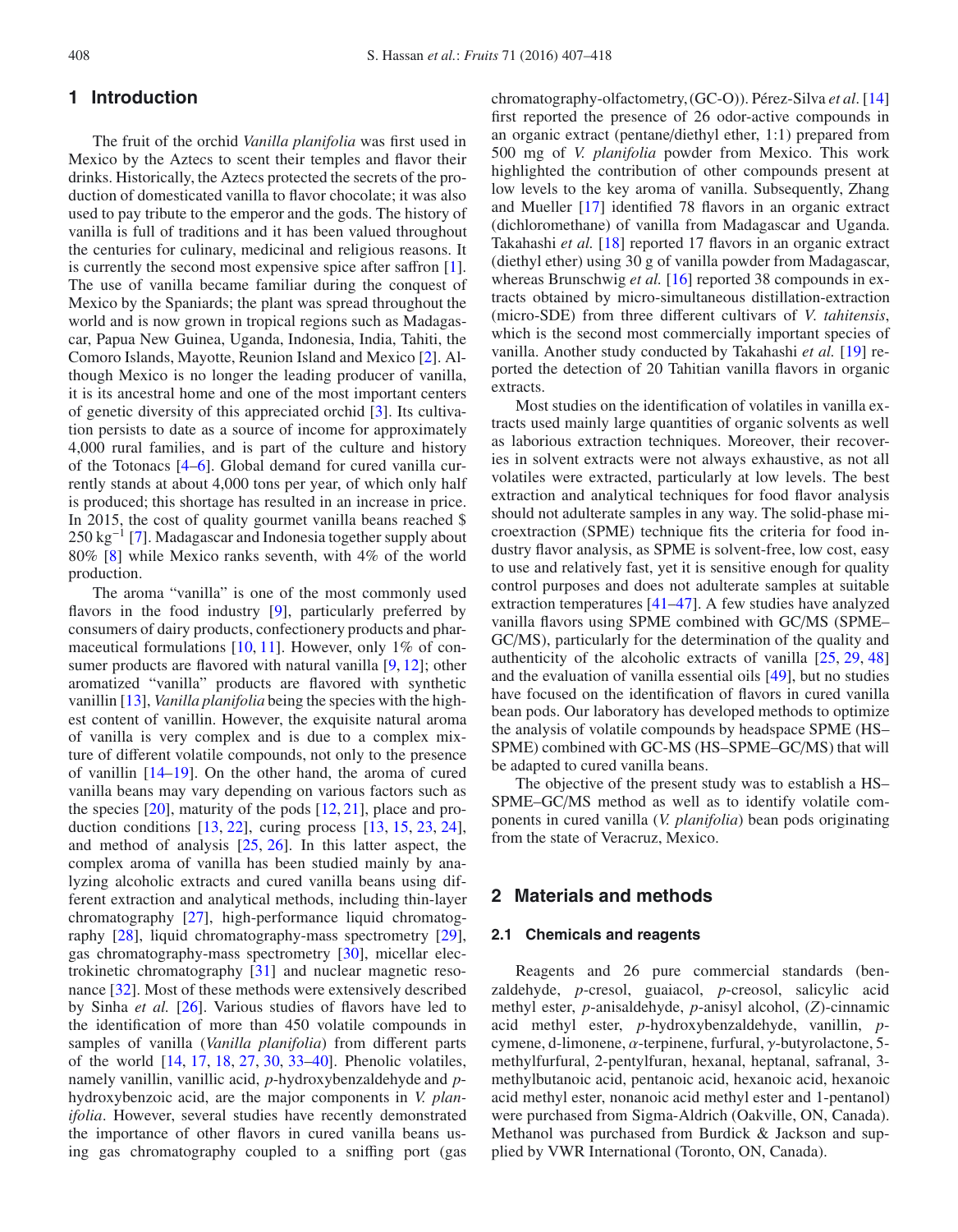## 1 Introduction

The fruit of the orchid *Vanilla planifolia* was first used in Mexico by the Aztecs to scent their temples and flavor their drinks. Historically, the Aztecs protected the secrets of the production of domesticated vanilla to flavor chocolate; it was also used to pay tribute to the emperor and the gods. The history of vanilla is full of traditions and it has been valued throughout the centuries for culinary, medicinal and religious reasons. It is currently the second most expensive spice after saffron [1]. The use of vanilla became familiar during the conquest of Mexico by the Spaniards; the plant was spread throughout the world and is now grown in tropical regions such as Madagascar, Papua New Guinea, Uganda, Indonesia, India, Tahiti, the Comoro Islands, Mayotte, Reunion Island and Mexico [2]. Although Mexico is no longer the leading producer of vanilla, it is its ancestral home and one of the most important centers of genetic diversity of this appreciated orchid [3]. Its cultivation persists to date as a source of income for approximately 4,000 rural families, and is part of the culture and history of the Totonacs [4–6]. Global demand for cured vanilla currently stands at about 4,000 tons per year, of which only half is produced; this shortage has resulted in an increase in price. In 2015, the cost of quality gourmet vanilla beans reached \$ 250 $kg^{-1}$ [7]. Madagascar and Indonesia together supply about 80% [8] while Mexico ranks seventh, with 4% of the world production.

The aroma "vanilla" is one of the most commonly used flavors in the food industry [9], particularly preferred by consumers of dairy products, confectionery products and pharmaceutical formulations [10, 11]. However, only 1% of consumer products are flavored with natural vanilla [9, 12]; other aromatized "vanilla" products are flavored with synthetic vanillin [13], *Vanilla planifolia* being the species with the highest content of vanillin. However, the exquisite natural aroma of vanilla is very complex and is due to a complex mixture of different volatile compounds, not only to the presence of vanillin [14–19]. On the other hand, the aroma of cured vanilla beans may vary depending on various factors such as the species [20], maturity of the pods [12, 21], place and production conditions [13, 22], curing process [13, 15, 23, 24], and method of analysis [25, 26]. In this latter aspect, the complex aroma of vanilla has been studied mainly by analyzing alcoholic extracts and cured vanilla beans using different extraction and analytical methods, including thin-layer chromatography [27], high-performance liquid chromatography [28], liquid chromatography-mass spectrometry [29], gas chromatography-mass spectrometry [30], micellar electrokinetic chromatography [31] and nuclear magnetic resonance [32]. Most of these methods were extensively described by Sinha *et al.* [26]. Various studies of flavors have led to the identification of more than 450 volatile compounds in samples of vanilla (*Vanilla planifolia*) from different parts of the world [14, 17, 18, 27, 30, 33–40]. Phenolic volatiles, namely vanillin, vanillic acid, *p*-hydroxybenzaldehyde and *p*-hydroxybenzoic acid, are the major components in *V. planifolia*. However, several studies have recently demonstrated the importance of other flavors in cured vanilla beans using gas chromatography coupled to a sniffing port (gas chromatography-olfactometry, (GC-O)). Pérez-Silva *et al.* [14] first reported the presence of 26 odor-active compounds in an organic extract (pentane/diethyl ether, 1:1) prepared from 500 mg of *V. planifolia* powder from Mexico. This work highlighted the contribution of other compounds present at low levels to the key aroma of vanilla. Subsequently, Zhang and Mueller [17] identified 78 flavors in an organic extract (dichloromethane) of vanilla from Madagascar and Uganda. Takahashi *et al.* [18] reported 17 flavors in an organic extract (diethyl ether) using 30 g of vanilla powder from Madagascar, whereas Brunschwig *et al.* [16] reported 38 compounds in extracts obtained by micro-simultaneous distillation-extraction (micro-SDE) from three different cultivars of *V. tahitensis*, which is the second most commercially important species of vanilla. Another study conducted by Takahashi *et al.* [19] reported the detection of 20 Tahitian vanilla flavors in organic extracts.

Most studies on the identification of volatiles in vanilla extracts used mainly large quantities of organic solvents as well as laborious extraction techniques. Moreover, their recoveries in solvent extracts were not always exhaustive, as not all volatiles were extracted, particularly at low levels. The best extraction and analytical techniques for food flavor analysis should not adulterate samples in any way. The solid-phase microextraction (SPME) technique fits the criteria for food industry flavor analysis, as SPME is solvent-free, low cost, easy to use and relatively fast, yet it is sensitive enough for quality control purposes and does not adulterate samples at suitable extraction temperatures [41–47]. A few studies have analyzed vanilla flavors using SPME combined with GC/MS (SPME–GC/MS), particularly for the determination of the quality and authenticity of the alcoholic extracts of vanilla [25, 29, 48] and the evaluation of vanilla essential oils [49], but no studies have focused on the identification of flavors in cured vanilla bean pods. Our laboratory has developed methods to optimize the analysis of volatile compounds by headspace SPME (HS–SPME) combined with GC-MS (HS–SPME–GC/MS) that will be adapted to cured vanilla beans.

The objective of the present study was to establish a HS–SPME–GC/MS method as well as to identify volatile components in cured vanilla (*V. planifolia*) bean pods originating from the state of Veracruz, Mexico.

## 2 Materials and methods

### 2.1 Chemicals and reagents

Reagents and 26 pure commercial standards (benzaldehyde, *p*-cresol, guaiacol, *p*-creosol, salicylic acid methyl ester, *p*-anisaldehyde, *p*-anisyl alcohol, (*Z*)-cinnamic acid methyl ester, *p*-hydroxybenzaldehyde, vanillin, *p*-cymene, d-limonene, α-terpinene, furfural, γ-butyrolactone, 5-methylfurfural, 2-pentylfuran, hexanal, heptanal, safranal, 3-methylbutanoic acid, pentanoic acid, hexanoic acid, hexanoic acid methyl ester, nonanoic acid methyl ester and 1-pentanol) were purchased from Sigma-Aldrich (Oakville, ON, Canada). Methanol was purchased from Burdick & Jackson and supplied by VWR International (Toronto, ON, Canada).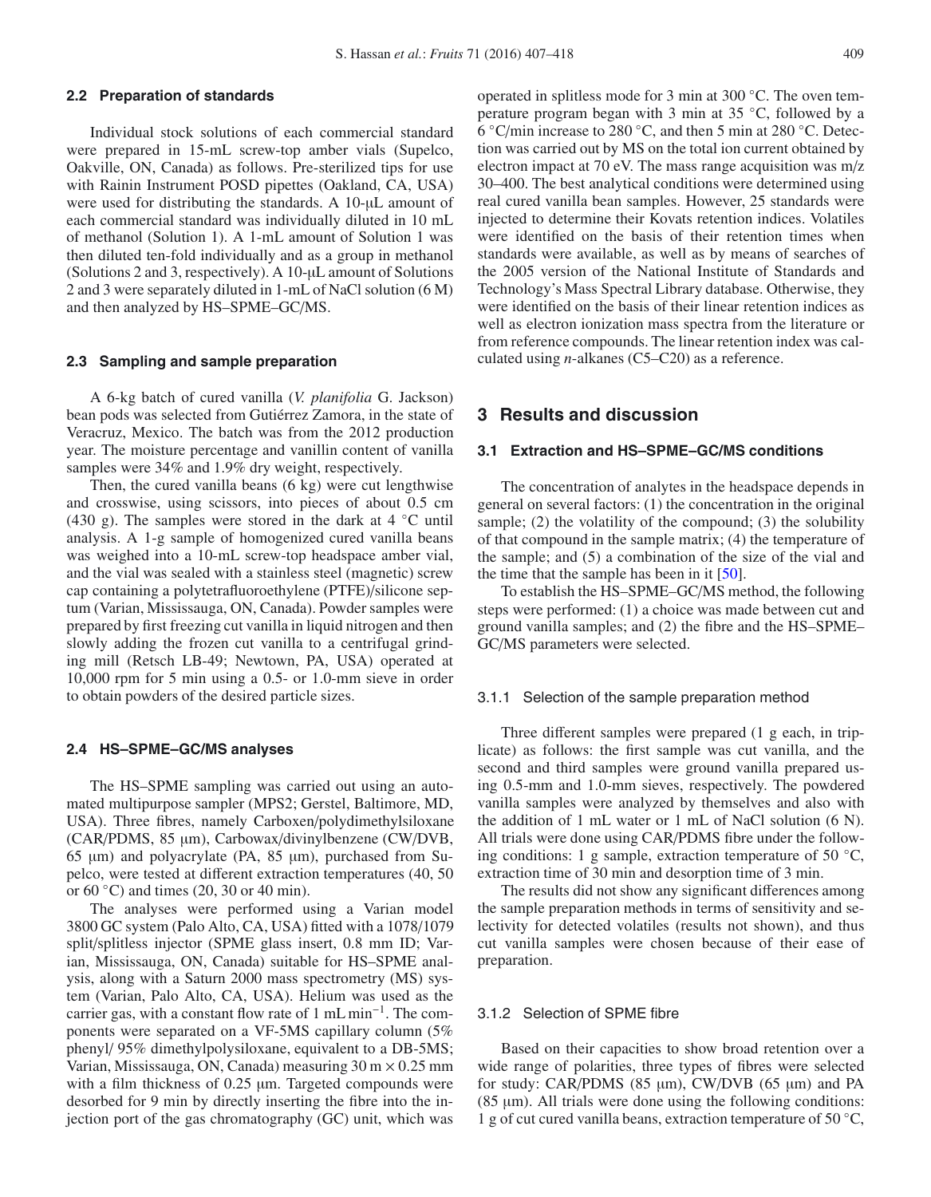### 2.2 Preparation of standards

Individual stock solutions of each commercial standard were prepared in 15-mL screw-top amber vials (Supelco, Oakville, ON, Canada) as follows. Pre-sterilized tips for use with Rainin Instrument POSD pipettes (Oakland, CA, USA) were used for distributing the standards. A 10-μL amount of each commercial standard was individually diluted in 10 mL of methanol (Solution 1). A 1-mL amount of Solution 1 was then diluted ten-fold individually and as a group in methanol (Solutions 2 and 3, respectively). A 10-μL amount of Solutions 2 and 3 were separately diluted in 1-mL of NaCl solution (6 M) and then analyzed by HS–SPME–GC/MS.

### 2.3 Sampling and sample preparation

A 6-kg batch of cured vanilla (*V. planifolia* G. Jackson) bean pods was selected from Gutiérrez Zamora, in the state of Veracruz, Mexico. The batch was from the 2012 production year. The moisture percentage and vanillin content of vanilla samples were 34% and 1.9% dry weight, respectively.

Then, the cured vanilla beans (6 kg) were cut lengthwise and crosswise, using scissors, into pieces of about 0.5 cm (430 g). The samples were stored in the dark at 4 °C until analysis. A 1-g sample of homogenized cured vanilla beans was weighed into a 10-mL screw-top headspace amber vial, and the vial was sealed with a stainless steel (magnetic) screw cap containing a polytetrafluoroethylene (PTFE)/silicone septum (Varian, Mississauga, ON, Canada). Powder samples were prepared by first freezing cut vanilla in liquid nitrogen and then slowly adding the frozen cut vanilla to a centrifugal grinding mill (Retsch LB-49; Newtown, PA, USA) operated at 10,000 rpm for 5 min using a 0.5- or 1.0-mm sieve in order to obtain powders of the desired particle sizes.

### 2.4 HS–SPME–GC/MS analyses

The HS–SPME sampling was carried out using an automated multipurpose sampler (MPS2; Gerstel, Baltimore, MD, USA). Three fibres, namely Carboxen/polydimethylsiloxane (CAR/PDMS, 85 μm), Carbowax/divinylbenzene (CW/DVB, 65 μm) and polyacrylate (PA, 85 μm), purchased from Supelco, were tested at different extraction temperatures (40, 50 or 60 °C) and times (20, 30 or 40 min).

The analyses were performed using a Varian model 3800 GC system (Palo Alto, CA, USA) fitted with a 1078/1079 split/splitless injector (SPME glass insert, 0.8 mm ID; Varian, Mississauga, ON, Canada) suitable for HS–SPME analysis, along with a Saturn 2000 mass spectrometry (MS) system (Varian, Palo Alto, CA, USA). Helium was used as the carrier gas, with a constant flow rate of 1 mL $min^{-1}$. The components were separated on a VF-5MS capillary column (5% phenyl/ 95% dimethylpolysiloxane, equivalent to a DB-5MS; Varian, Mississauga, ON, Canada) measuring 30 m × 0.25 mm with a film thickness of 0.25 μm. Targeted compounds were desorbed for 9 min by directly inserting the fibre into the injection port of the gas chromatography (GC) unit, which was operated in splitless mode for 3 min at 300 °C. The oven temperature program began with 3 min at 35 °C, followed by a 6 °C/min increase to 280 °C, and then 5 min at 280 °C. Detection was carried out by MS on the total ion current obtained by electron impact at 70 eV. The mass range acquisition was m/z 30–400. The best analytical conditions were determined using real cured vanilla bean samples. However, 25 standards were injected to determine their Kovats retention indices. Volatiles were identified on the basis of their retention times when standards were available, as well as by means of searches of the 2005 version of the National Institute of Standards and Technology's Mass Spectral Library database. Otherwise, they were identified on the basis of their linear retention indices as well as electron ionization mass spectra from the literature or from reference compounds. The linear retention index was calculated using *n*-alkanes (C5–C20) as a reference.

## 3 Results and discussion

### 3.1 Extraction and HS–SPME–GC/MS conditions

The concentration of analytes in the headspace depends in general on several factors: (1) the concentration in the original sample; (2) the volatility of the compound; (3) the solubility of that compound in the sample matrix; (4) the temperature of the sample; and (5) a combination of the size of the vial and the time that the sample has been in it [50].

To establish the HS–SPME–GC/MS method, the following steps were performed: (1) a choice was made between cut and ground vanilla samples; and (2) the fibre and the HS–SPME–GC/MS parameters were selected.

#### 3.1.1 Selection of the sample preparation method

Three different samples were prepared (1 g each, in triplicate) as follows: the first sample was cut vanilla, and the second and third samples were ground vanilla prepared using 0.5-mm and 1.0-mm sieves, respectively. The powdered vanilla samples were analyzed by themselves and also with the addition of 1 mL water or 1 mL of NaCl solution (6 N). All trials were done using CAR/PDMS fibre under the following conditions: 1 g sample, extraction temperature of 50 °C, extraction time of 30 min and desorption time of 3 min.

The results did not show any significant differences among the sample preparation methods in terms of sensitivity and selectivity for detected volatiles (results not shown), and thus cut vanilla samples were chosen because of their ease of preparation.

#### 3.1.2 Selection of SPME fibre

Based on their capacities to show broad retention over a wide range of polarities, three types of fibres were selected for study: CAR/PDMS (85 μm), CW/DVB (65 μm) and PA (85 μm). All trials were done using the following conditions: 1 g of cut cured vanilla beans, extraction temperature of 50 °C,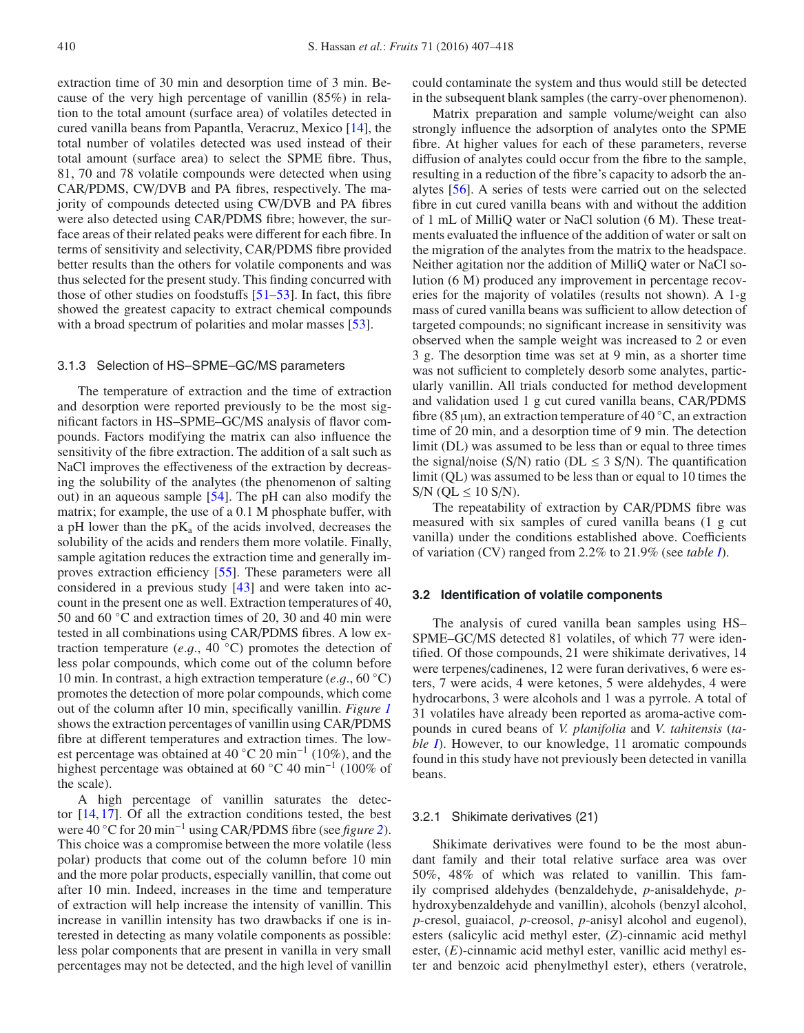extraction time of 30 min and desorption time of 3 min. Because of the very high percentage of vanillin (85%) in relation to the total amount (surface area) of volatiles detected in cured vanilla beans from Papantla, Veracruz, Mexico [14], the total number of volatiles detected was used instead of their total amount (surface area) to select the SPME fibre. Thus, 81, 70 and 78 volatile compounds were detected when using CAR/PDMS, CW/DVB and PA fibres, respectively. The majority of compounds detected using CW/DVB and PA fibres were also detected using CAR/PDMS fibre; however, the surface areas of their related peaks were different for each fibre. In terms of sensitivity and selectivity, CAR/PDMS fibre provided better results than the others for volatile components and was thus selected for the present study. This finding concurred with those of other studies on foodstuffs [51–53]. In fact, this fibre showed the greatest capacity to extract chemical compounds with a broad spectrum of polarities and molar masses [53].

### 3.1.3 Selection of HS–SPME–GC/MS parameters

The temperature of extraction and the time of extraction and desorption were reported previously to be the most significant factors in HS–SPME–GC/MS analysis of flavor compounds. Factors modifying the matrix can also influence the sensitivity of the fibre extraction. The addition of a salt such as NaCl improves the effectiveness of the extraction by decreasing the solubility of the analytes (the phenomenon of salting out) in an aqueous sample [54]. The pH can also modify the matrix; for example, the use of a 0.1 M phosphate buffer, with a pH lower than the p$K_a$ of the acids involved, decreases the solubility of the acids and renders them more volatile. Finally, sample agitation reduces the extraction time and generally improves extraction efficiency [55]. These parameters were all considered in a previous study [43] and were taken into account in the present one as well. Extraction temperatures of 40, 50 and 60 °C and extraction times of 20, 30 and 40 min were tested in all combinations using CAR/PDMS fibres. A low extraction temperature (*e.g.*, 40 °C) promotes the detection of less polar compounds, which come out of the column before 10 min. In contrast, a high extraction temperature (*e.g.*, 60 °C) promotes the detection of more polar compounds, which come out of the column after 10 min, specifically vanillin. *Figure 1* shows the extraction percentages of vanillin using CAR/PDMS fibre at different temperatures and extraction times. The lowest percentage was obtained at 40 °C 20 $min^{-1}$ (10%), and the highest percentage was obtained at 60 °C 40 $min^{-1}$ (100% of the scale).

A high percentage of vanillin saturates the detector [14, 17]. Of all the extraction conditions tested, the best were 40 °C for 20 $min^{-1}$ using CAR/PDMS fibre (see *figure 2*). This choice was a compromise between the more volatile (less polar) products that come out of the column before 10 min and the more polar products, especially vanillin, that come out after 10 min. Indeed, increases in the time and temperature of extraction will help increase the intensity of vanillin. This increase in vanillin intensity has two drawbacks if one is interested in detecting as many volatile components as possible: less polar components that are present in vanilla in very small percentages may not be detected, and the high level of vanillin could contaminate the system and thus would still be detected in the subsequent blank samples (the carry-over phenomenon).

Matrix preparation and sample volume/weight can also strongly influence the adsorption of analytes onto the SPME fibre. At higher values for each of these parameters, reverse diffusion of analytes could occur from the fibre to the sample, resulting in a reduction of the fibre's capacity to adsorb the analytes [56]. A series of tests were carried out on the selected fibre in cut cured vanilla beans with and without the addition of 1 mL of MilliQ water or NaCl solution (6 M). These treatments evaluated the influence of the addition of water or salt on the migration of the analytes from the matrix to the headspace. Neither agitation nor the addition of MilliQ water or NaCl solution (6 M) produced any improvement in percentage recoveries for the majority of volatiles (results not shown). A 1-g mass of cured vanilla beans was sufficient to allow detection of targeted compounds; no significant increase in sensitivity was observed when the sample weight was increased to 2 or even 3 g. The desorption time was set at 9 min, as a shorter time was not sufficient to completely desorb some analytes, particularly vanillin. All trials conducted for method development and validation used 1 g cut cured vanilla beans, CAR/PDMS fibre (85 μm), an extraction temperature of 40 °C, an extraction time of 20 min, and a desorption time of 9 min. The detection limit (DL) was assumed to be less than or equal to three times the signal/noise (S/N) ratio (DL ≤ 3 S/N). The quantification limit (QL) was assumed to be less than or equal to 10 times the S/N (QL ≤ 10 S/N).

The repeatability of extraction by CAR/PDMS fibre was measured with six samples of cured vanilla beans (1 g cut vanilla) under the conditions established above. Coefficients of variation (CV) ranged from 2.2% to 21.9% (see *table I*).

## 3.2 Identification of volatile components

The analysis of cured vanilla bean samples using HS–SPME–GC/MS detected 81 volatiles, of which 77 were identified. Of those compounds, 21 were shikimate derivatives, 14 were terpenes/cadinenes, 12 were furan derivatives, 6 were esters, 7 were acids, 4 were ketones, 5 were aldehydes, 4 were hydrocarbons, 3 were alcohols and 1 was a pyrrole. A total of 31 volatiles have already been reported as aroma-active compounds in cured beans of *V. planifolia* and *V. tahitensis* (*table I*). However, to our knowledge, 11 aromatic compounds found in this study have not previously been detected in vanilla beans.

### 3.2.1 Shikimate derivatives (21)

Shikimate derivatives were found to be the most abundant family and their total relative surface area was over 50%, 48% of which was related to vanillin. This family comprised aldehydes (benzaldehyde, *p*-anisaldehyde, *p*-hydroxybenzaldehyde and vanillin), alcohols (benzyl alcohol, *p*-cresol, guaiacol, *p*-creosol, *p*-anisyl alcohol and eugenol), esters (salicylic acid methyl ester, (*Z*)-cinnamic acid methyl ester, (*E*)-cinnamic acid methyl ester, vanillic acid methyl ester and benzoic acid phenylmethyl ester), ethers (veratrole,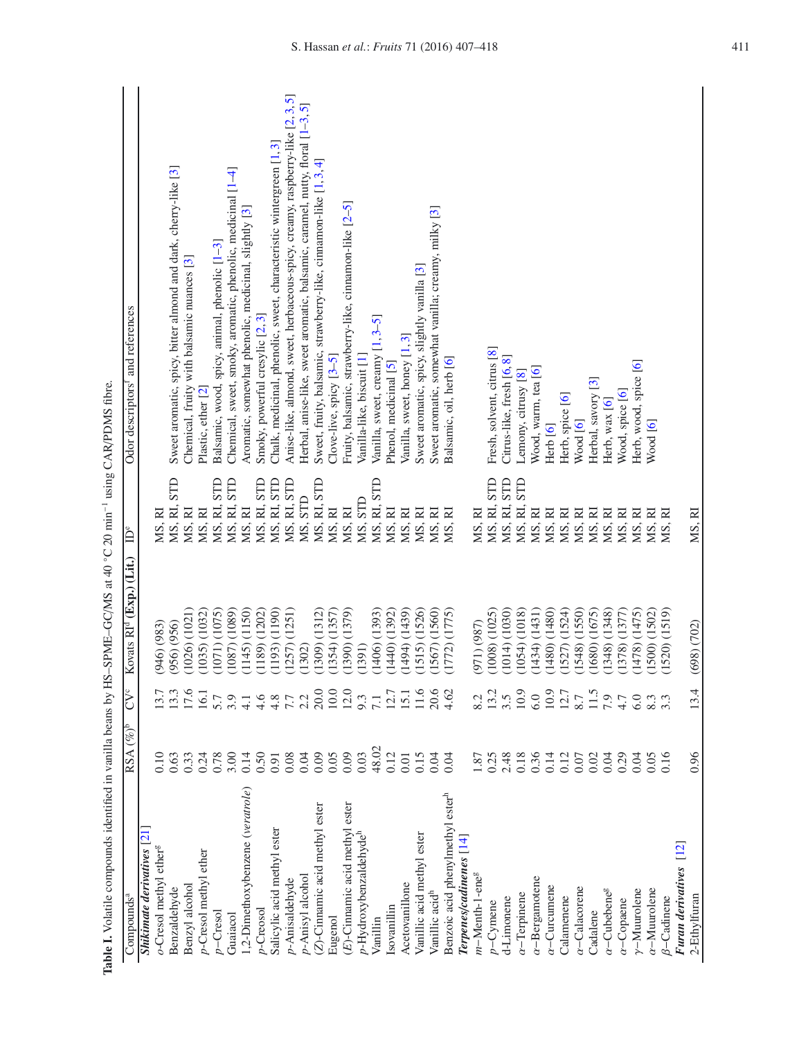**Table I.** Volatile compounds identified in vanilla beans by HS–SPME–GC/MS at 40 °C 20 min$^{-1}$ using CAR/PDMS fibre.

| Compounds[a] | RSA (%)[b] | CV[c] | Kovats RI[d] (Exp.) (Lit.) | ID[e] | Odor descriptors[f] and references |
|---|---|---|---|---|---|
| ***Shikimate derivatives*** [21] | | | | | |
| *o*-Cresol methyl ether[g] | 0.10 | 13.7 | (946) (983) | MS, RI | |
| Benzaldehyde | 0.63 | 13.3 | (956) (956) | MS, RI, STD | Sweet aromatic, spicy, bitter almond and dark, cherry-like [3] |
| Benzyl alcohol | 0.33 | 17.6 | (1026) (1021) | MS, RI | Chemical, fruity with balsamic nuances [3] |
| *p*-Cresol methyl ether | 0.24 | 16.1 | (1035) (1032) | MS, RI | Plastic, ether [2] |
| *p*-Cresol | 0.78 | 5.7 | (1071) (1075) | MS, RI, STD | Balsamic, wood, spicy, animal, phenolic [1–3] |
| Guaiacol | 3.00 | 3.9 | (1087) (1089) | MS, RI, STD | Chemical, sweet, smoky, aromatic, phenolic, medicinal [1–4] |
| 1,2-Dimethoxybenzene (*veratrole*) | 0.14 | 4.1 | (1145) (1150) | MS, RI | Aromatic, somewhat phenolic, medicinal, slightly [3] |
| *p*-Creosol | 0.50 | 4.6 | (1189) (1202) | MS, RI, STD | Smoky, powerful cresylic [2, 3] |
| Salicylic acid methyl ester | 0.91 | 4.8 | (1193) (1190) | MS, RI, STD | Chalk, medicinal, phenolic, sweet, characteristic wintergreen [1, 3] |
| *p*-Anisaldehyde | 0.08 | 7.7 | (1257) (1251) | MS, RI, STD | Anise-like, almond, sweet, herbaceous-spicy, creamy, raspberry-like [2, 3, 5] |
| *p*-Anisyl alcohol | 0.04 | 2.2 | (1302) | MS, STD | Herbal, anise-like, sweet aromatic, balsamic, caramel, nutty, floral [1–3, 5] |
| (*Z*)-Cinnamic acid methyl ester | 0.09 | 20.0 | (1309) (1312) | MS, RI, STD | Sweet, fruity, balsamic, strawberry-like, cinnamon-like [1, 3, 4] |
| Eugenol | 0.05 | 10.0 | (1354) (1357) | MS, RI | Clove-live, spicy [3–5] |
| (*E*)-Cinnamic acid methyl ester | 0.09 | 12.0 | (1390) (1379) | MS, RI | Fruity, balsamic, strawberry-like, cinnamon-like [2–5] |
| *p*-Hydroxybenzaldehyde[h] | 0.03 | 9.3 | (1391) | MS, STD | Vanilla-like, biscuit [1] |
| Vanillin | 48.02 | 7.1 | (1406) (1393) | MS, RI, STD | Vanilla, sweet, creamy [1, 3–5] |
| Isovanillin | 0.12 | 12.7 | (1440) (1392) | MS, RI | Phenol, medicinal [5] |
| Acetovanillone | 0.01 | 15.1 | (1494) (1439) | MS, RI | Vanilla, sweet, honey [1, 3] |
| Vanillic acid methyl ester | 0.15 | 11.6 | (1515) (1526) | MS, RI | Sweet aromatic, spicy, slightly vanilla [3] |
| Vanillic acid[h] | 0.04 | 20.6 | (1567) (1560) | MS, RI | Sweet aromatic, somewhat vanilla; creamy, milky [3] |
| Benzoic acid phenylmethyl ester[h] | 0.04 | 4.62 | (1772) (1775) | MS, RI | Balsamic, oil, herb [6] |
| ***Terpenes/cadinenes*** [14] | | | | | |
| *m*-Menth-1-ene[g] | 1.87 | 8.2 | (971) (987) | MS, RI | |
| *p*-Cymene | 0.25 | 13.2 | (1008) (1025) | MS, RI, STD | Fresh, solvent, citrus [8] |
| d-Limonene | 2.48 | 3.5 | (1014) (1030) | MS, RI, STD | Citrus-like, fresh [6, 8] |
| *α*-Terpinene | 0.18 | 10.9 | (1054) (1018) | MS, RI, STD | Lemony, citrusy [8] |
| *α*-Bergamotene | 0.36 | 6.0 | (1434) (1431) | MS, RI | Wood, warm, tea [6] |
| *α*-Curcumene | 0.14 | 10.9 | (1480) (1480) | MS, RI | Herb [6] |
| Calamenene | 0.12 | 12.7 | (1527) (1524) | MS, RI | Herb, spice [6] |
| *α*-Calacorene | 0.07 | 8.7 | (1548) (1550) | MS, RI | Wood [6] |
| Cadalene | 0.02 | 11.5 | (1680) (1675) | MS, RI | Herbal, savory [3] |
| *α*-Cubebene[g] | 0.04 | 7.9 | (1348) (1348) | MS, RI | Herb, wax [6] |
| *α*-Copaene | 0.29 | 4.7 | (1378) (1377) | MS, RI | Wood, spice [6] |
| *γ*-Muurolene | 0.04 | 6.0 | (1478) (1475) | MS, RI | Herb, wood, spice [6] |
| *α*-Muurolene | 0.05 | 8.3 | (1500) (1502) | MS, RI | Wood [6] |
| *β*-Cadinene | 0.16 | 3.3 | (1520) (1519) | MS, RI | |
| ***Furan derivatives*** [12] | | | | | |
| 2-Ethylfuran | 0.96 | 13.4 | (698) (702) | MS, RI | |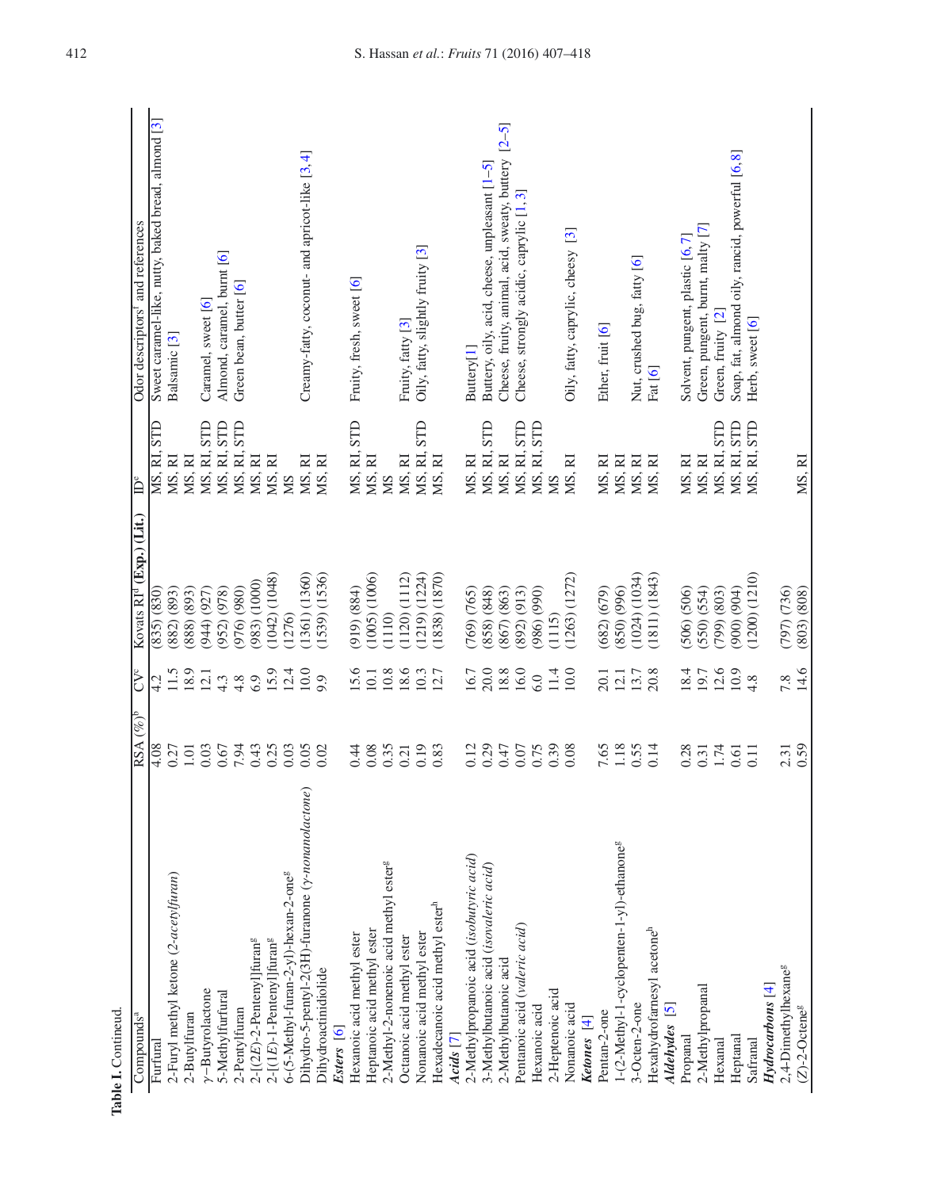**Table I.** Continued.

| Compounds[a] | RSA (%)[b] | CV[c] | Kovats RI[d] (Exp.) (Lit.) | ID[e] | Odor descriptors[f] and references |
|---|---|---|---|---|---|
| Furfural | 4.08 | 4.2 | (835) (830) | MS, RI, STD | Sweet caramel-like, nutty, baked bread, almond [3] |
| 2-Furyl methyl ketone (*2-acetylfuran*) | 0.27 | 11.5 | (882) (893) | MS, RI | Balsamic [3] |
| 2-Butylfuran | 1.01 | 18.9 | (888) (893) | MS, RI | |
| γ-Butyrolactone | 0.03 | 12.1 | (944) (927) | MS, RI, STD | Caramel, sweet [6] |
| 5-Methylfurfural | 0.67 | 4.3 | (952) (978) | MS, RI, STD | Almond, caramel, burnt [6] |
| 2-Pentylfuran | 7.94 | 4.8 | (976) (980) | MS, RI, STD | Green bean, butter [6] |
| 2-[(2*E*)-2-Pentenyl]furan[g] | 0.43 | 6.9 | (983) (1000) | MS, RI | |
| 2-[(1*E*)-1-Pentenyl]furan[g] | 0.25 | 15.9 | (1042) (1048) | MS, RI | |
| 6-(5-Methyl-furan-2-yl)-hexan-2-one[g] | 0.03 | 12.4 | (1276) | MS | |
| Dihydro-5-pentyl-2(3H)-furanone (*γ-nonanolactone*) | 0.05 | 10.0 | (1361) (1360) | MS, RI | Creamy-fatty, coconut- and apricot-like [3, 4] |
| Dihydroactinidiolide | 0.02 | 9.9 | (1539) (1536) | MS, RI | |
| ***Esters*** [6] | | | | | |
| Hexanoic acid methyl ester | 0.44 | 15.6 | (919) (884) | MS, RI, STD | Fruity, fresh, sweet [6] |
| Heptanoic acid methyl ester | 0.08 | 10.1 | (1005) (1006) | MS, RI | |
| 2-Methyl-2-nonenoic acid methyl ester[g] | 0.35 | 10.8 | (1110) | MS | |
| Octanoic acid methyl ester | 0.21 | 18.6 | (1120) (1112) | MS, RI | Fruity, fatty [3] |
| Nonanoic acid methyl ester | 0.19 | 10.3 | (1219) (1224) | MS, RI, STD | Oily, fatty, slightly fruity [3] |
| Hexadecanoic acid methyl ester[h] | 0.83 | 12.7 | (1838) (1870) | MS, RI | |
| ***Acids*** [7] | | | | | |
| 2-Methylpropanoic acid (*isobutyric acid*) | 0.12 | 16.7 | (769) (765) | MS, RI | Buttery[1] |
| 3-Methylbutanoic acid (*isovaleric acid*) | 0.29 | 20.0 | (858) (848) | MS, RI, STD | Buttery, oily, acid, cheese, unpleasant [1–5] |
| 2-Methylbutanoic acid | 0.47 | 18.8 | (867) (863) | MS, RI | Cheese, fruity, animal, acid, sweaty, buttery [2–5] |
| Pentanoic acid (*valeric acid*) | 0.07 | 16.0 | (892) (913) | MS, RI, STD | Cheese, strongly acidic, caprylic [1, 3] |
| Hexanoic acid | 0.75 | 6.0 | (986) (990) | MS, RI, STD | |
| 2-Heptenoic acid | 0.39 | 11.4 | (1115) | MS | |
| Nonanoic acid | 0.08 | 10.0 | (1263) (1272) | MS, RI | Oily, fatty, caprylic, cheesy [3] |
| ***Ketones*** [4] | | | | | |
| Pentan-2-one | 7.65 | 20.1 | (682) (679) | MS, RI | Ether, fruit [6] |
| 1-(2-Methyl-1-cyclopenten-1-yl)-ethanone[g] | 1.18 | 12.1 | (850) (996) | MS, RI | |
| 3-Octen-2-one | 0.55 | 13.7 | (1024) (1034) | MS, RI | Nut, crushed bug, fatty [6] |
| Hexahydrofarnesyl acetone[h] | 0.14 | 20.8 | (1811) (1843) | MS, RI | Fat [6] |
| ***Aldehydes*** [5] | | | | | |
| Propanal | 0.28 | 18.4 | (506) (506) | MS, RI | Solvent, pungent, plastic [6, 7] |
| 2-Methylpropanal | 0.31 | 19.7 | (550) (554) | MS, RI | Green, pungent, burnt, malty [7] |
| Hexanal | 1.74 | 12.6 | (799) (803) | MS, RI, STD | Green, fruity [2] |
| Heptanal | 0.61 | 10.9 | (900) (904) | MS, RI, STD | Soap, fat, almond oily, rancid, powerful [6, 8] |
| Safranal | 0.11 | 4.8 | (1200) (1210) | MS, RI, STD | Herb, sweet [6] |
| ***Hydrocarbons*** [4] | | | | | |
| 2,4-Dimethylhexane[g] | 2.31 | 7.8 | (797) (736) | | |
| (*Z*)-2-Octene[g] | 0.59 | 14.6 | (803) (808) | MS, RI | |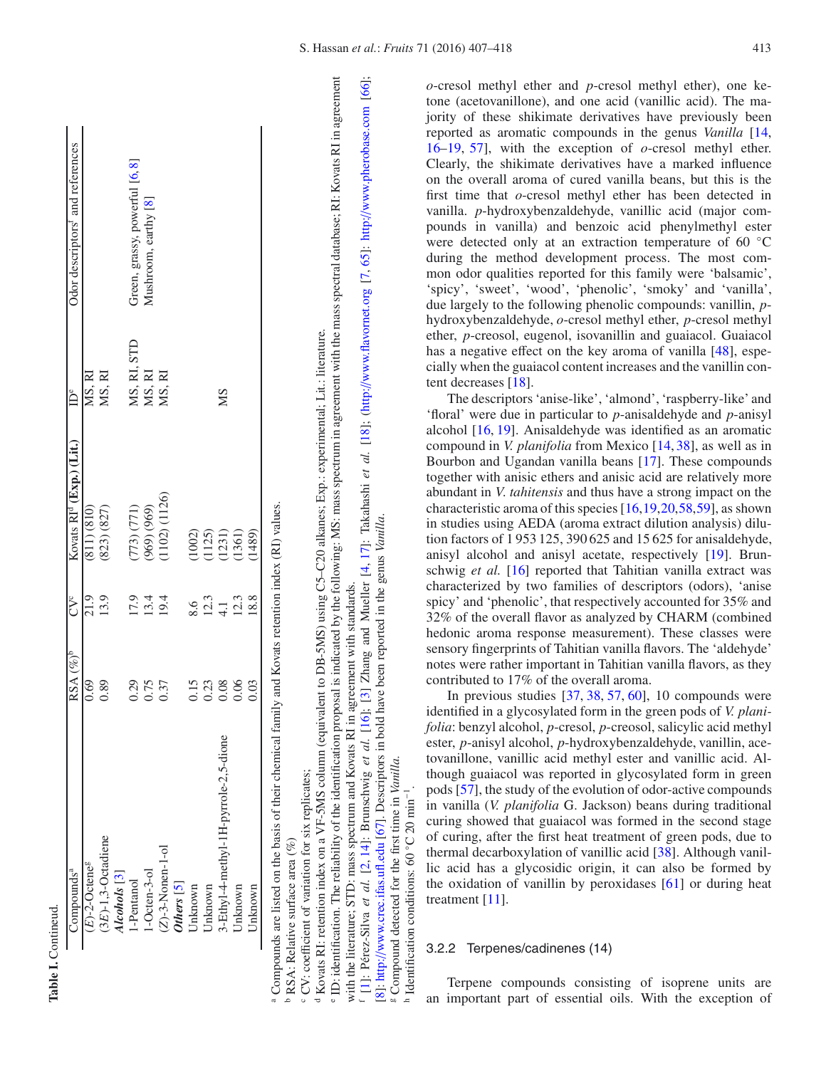**Table I.** Continued.

| Compounds[a] | RSA (%)[b] | CV[c] | Kovats RI[d] (Exp.) (Lit.) | ID[e] | Odor descriptors[f] and references |
|---|---|---|---|---|---|
| (*E*)-2-Octene[g] | 0.69 | 21.9 | (811) (810) | MS, RI | |
| (3*E*)-1,3-Octadiene | 0.89 | 13.9 | (823) (827) | MS, RI | |
| ***Alcohols* [3]** | | | | | |
| 1-Pentanol | 0.29 | 17.9 | (773) (771) | MS, RI, STD | Green, grassy, powerful [6, 8] |
| 1-Octen-3-ol | 0.75 | 13.4 | (969) (969) | MS, RI | Mushroom, earthy [8] |
| (*Z*)-3-Nonen-1-ol | 0.37 | 19.4 | (1102) (1126) | MS, RI | |
| ***Others* [5]** | | | | | |
| Unknown | 0.15 | 8.6 | (1002) | | |
| Unknown | 0.23 | 12.3 | (1125) | | |
| 3-Ethyl-4-methyl-1H-pyrrole-2,5-dione | 0.08 | 4.1 | (1231) | MS | |
| Unknown | 0.06 | 12.3 | (1361) | | |
| Unknown | 0.03 | 18.8 | (1489) | | |

[a] Compounds are listed on the basis of their chemical family and Kovats retention index (RI) values.
[b] RSA: Relative surface area (%)
[c] CV: coefficient of variation for six replicates;
[d] Kovats RI: retention index on a VF-5MS column (equivalent to DB-5MS) using C5–C20 alkanes; Exp.: experimental; Lit.: literature.
[e] ID: identification. The reliability of the identification proposal is indicated by the following: MS: mass spectrum in agreement with the mass spectral database; RI: Kovats RI in agreement with the literature; STD: mass spectrum and Kovats RI in agreement with standards.
[f] [1]: Pérez-Silva *et al.* [2, 14]; Brunschwig *et al.* [16]; [3] Zhang and Mueller [4, 17]; Takahashi *et al.* [18]; (http://www.flavornet.org [7, 65]; http://www.pherobase.com [66]; [8]: http://www.crec.ifas.ufl.edu [67]. Descriptors in bold have been reported in the genus *Vanilla*.
[g] Compound detected for the first time in *Vanilla*.
[h] Identification conditions: 60 °C 20 min$^{-1}$.

*o*-cresol methyl ether and *p*-cresol methyl ether), one ketone (acetovanillone), and one acid (vanillic acid). The majority of these shikimate derivatives have previously been reported as aromatic compounds in the genus *Vanilla* [14, 16–19, 57], with the exception of *o*-cresol methyl ether. Clearly, the shikimate derivatives have a marked influence on the overall aroma of cured vanilla beans, but this is the first time that *o*-cresol methyl ether has been detected in vanilla. *p*-hydroxybenzaldehyde, vanillic acid (major compounds in vanilla) and benzoic acid phenylmethyl ester were detected only at an extraction temperature of 60 °C during the method development process. The most common odor qualities reported for this family were 'balsamic', 'spicy', 'sweet', 'wood', 'phenolic', 'smoky' and 'vanilla', due largely to the following phenolic compounds: vanillin, *p*-hydroxybenzaldehyde, *o*-cresol methyl ether, *p*-cresol methyl ether, *p*-creosol, eugenol, isovanillin and guaiacol. Guaiacol has a negative effect on the key aroma of vanilla [48], especially when the guaiacol content increases and the vanillin content decreases [18].

The descriptors 'anise-like', 'almond', 'raspberry-like' and 'floral' were due in particular to *p*-anisaldehyde and *p*-anisyl alcohol [16, 19]. Anisaldehyde was identified as an aromatic compound in *V. planifolia* from Mexico [14, 38], as well as in Bourbon and Ugandan vanilla beans [17]. These compounds together with anisic ethers and anisic acid are relatively more abundant in *V. tahitensis* and thus have a strong impact on the characteristic aroma of this species [16,19,20,58,59], as shown in studies using AEDA (aroma extract dilution analysis) dilution factors of 1 953 125, 390 625 and 15 625 for anisaldehyde, anisyl alcohol and anisyl acetate, respectively [19]. Brunschwig *et al.* [16] reported that Tahitian vanilla extract was characterized by two families of descriptors (odors), 'anise spicy' and 'phenolic', that respectively accounted for 35% and 32% of the overall flavor as analyzed by CHARM (combined hedonic aroma response measurement). These classes were sensory fingerprints of Tahitian vanilla flavors. The 'aldehyde' notes were rather important in Tahitian vanilla flavors, as they contributed to 17% of the overall aroma.

In previous studies [37, 38, 57, 60], 10 compounds were identified in a glycosylated form in the green pods of *V. planifolia*: benzyl alcohol, *p*-cresol, *p*-creosol, salicylic acid methyl ester, *p*-anisyl alcohol, *p*-hydroxybenzaldehyde, vanillin, acetovanillone, vanillic acid methyl ester and vanillic acid. Although guaiacol was reported in glycosylated form in green pods [57], the study of the evolution of odor-active compounds in vanilla (*V. planifolia* G. Jackson) beans during traditional curing showed that guaiacol was formed in the second stage of curing, after the first heat treatment of green pods, due to thermal decarboxylation of vanillic acid [38]. Although vanillic acid has a glycosidic origin, it can also be formed by the oxidation of vanillin by peroxidases [61] or during heat treatment [11].

### 3.2.2 Terpenes/cadinenes (14)

Terpene compounds consisting of isoprene units are an important part of essential oils. With the exception of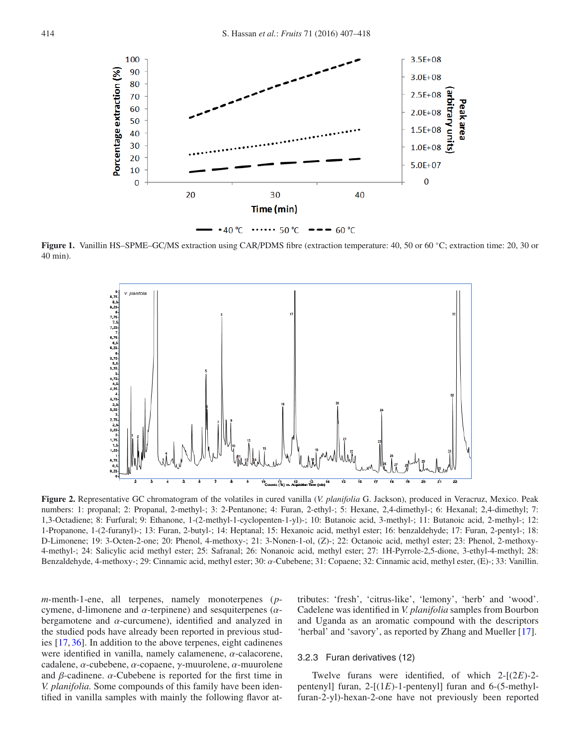**Figure 1.** Vanillin HS–SPME–GC/MS extraction using CAR/PDMS fibre (extraction temperature: 40, 50 or 60 °C; extraction time: 20, 30 or 40 min).

**Figure 2.** Representative GC chromatogram of the volatiles in cured vanilla (*V. planifolia* G. Jackson), produced in Veracruz, Mexico. Peak numbers: 1: propanal; 2: Propanal, 2-methyl-; 3: 2-Pentanone; 4: Furan, 2-ethyl-; 5: Hexane, 2,4-dimethyl-; 6: Hexanal; 2,4-dimethyl; 7: 1,3-Octadiene; 8: Furfural; 9: Ethanone, 1-(2-methyl-1-cyclopenten-1-yl)-; 10: Butanoic acid, 3-methyl-; 11: Butanoic acid, 2-methyl-; 12: 1-Propanone, 1-(2-furanyl)-; 13: Furan, 2-butyl-; 14: Heptanal; 15: Hexanoic acid, methyl ester; 16: benzaldehyde; 17: Furan, 2-pentyl-; 18: D-Limonene; 19: 3-Octen-2-one; 20: Phenol, 4-methoxy-; 21: 3-Nonen-1-ol, (Z)-; 22: Octanoic acid, methyl ester; 23: Phenol, 2-methoxy-4-methyl-; 24: Salicylic acid methyl ester; 25: Safranal; 26: Nonanoic acid, methyl ester; 27: 1H-Pyrrole-2,5-dione, 3-ethyl-4-methyl; 28: Benzaldehyde, 4-methoxy-; 29: Cinnamic acid, methyl ester; 30: $\alpha$-Cubebene; 31: Copaene; 32: Cinnamic acid, methyl ester, (E)-; 33: Vanillin.

*m*-menth-1-ene, all terpenes, namely monoterpenes (*p*-cymene, d-limonene and $\alpha$-terpinene) and sesquiterpenes ($\alpha$-bergamotene and $\alpha$-curcumene), identified and analyzed in the studied pods have already been reported in previous studies [17, 36]. In addition to the above terpenes, eight cadinenes were identified in vanilla, namely calamenene, $\alpha$-calacorene, cadalene, $\alpha$-cubebene, $\alpha$-copaene, $\gamma$-muurolene, $\alpha$-muurolene and $\beta$-cadinene. $\alpha$-Cubebene is reported for the first time in *V. planifolia*. Some compounds of this family have been identified in vanilla samples with mainly the following flavor attributes: 'fresh', 'citrus-like', 'lemony', 'herb' and 'wood'. Cadelene was identified in *V. planifolia* samples from Bourbon and Uganda as an aromatic compound with the descriptors 'herbal' and 'savory', as reported by Zhang and Mueller [17].

### 3.2.3 Furan derivatives (12)

Twelve furans were identified, of which 2-[(2*E*)-2-pentenyl] furan, 2-[(1*E*)-1-pentenyl] furan and 6-(5-methyl-furan-2-yl)-hexan-2-one have not previously been reported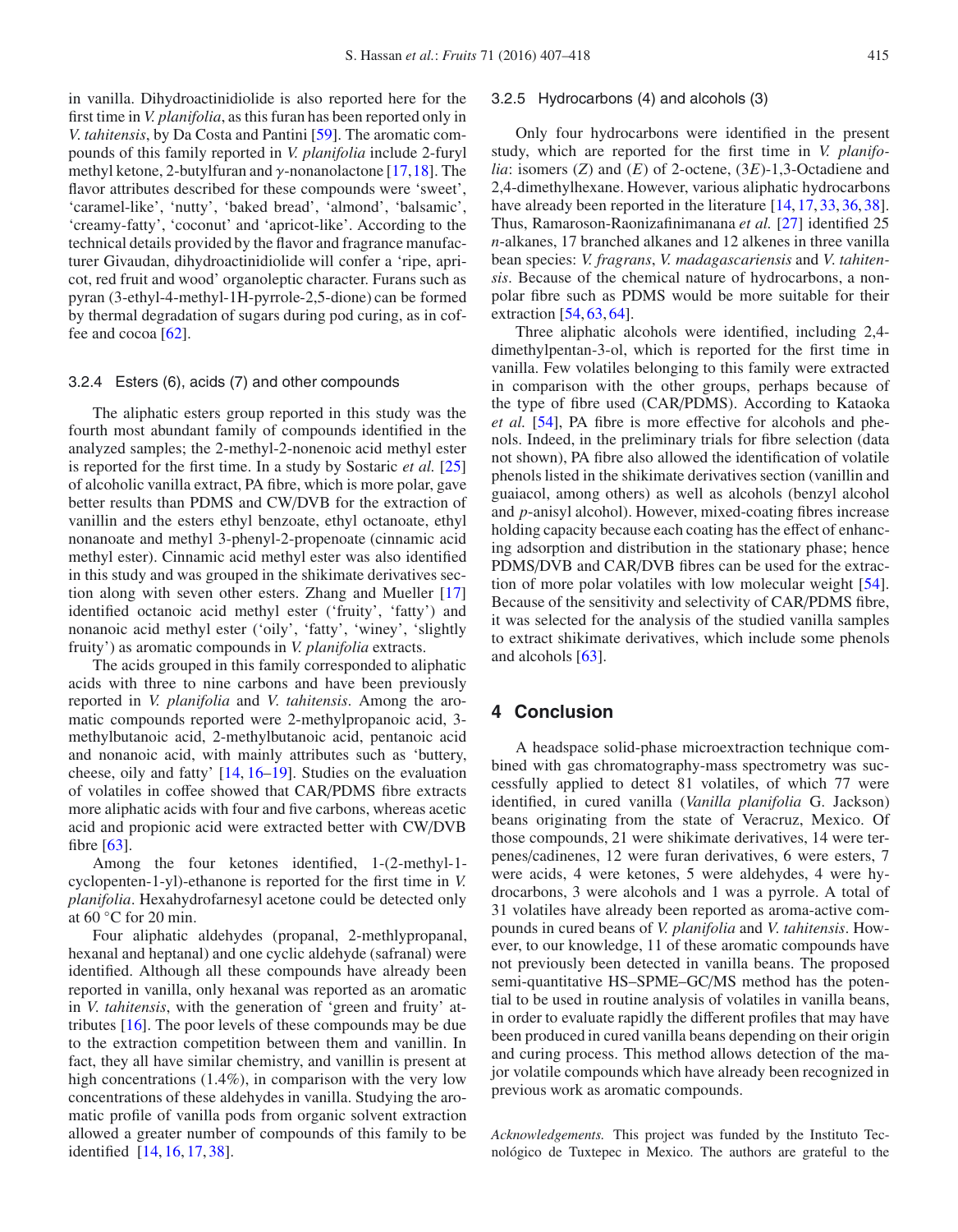in vanilla. Dihydroactinidiolide is also reported here for the first time in *V. planifolia*, as this furan has been reported only in *V. tahitensis*, by Da Costa and Pantini [59]. The aromatic compounds of this family reported in *V. planifolia* include 2-furyl methyl ketone, 2-butylfuran and γ-nonanolactone [17, 18]. The flavor attributes described for these compounds were 'sweet', 'caramel-like', 'nutty', 'baked bread', 'almond', 'balsamic', 'creamy-fatty', 'coconut' and 'apricot-like'. According to the technical details provided by the flavor and fragrance manufacturer Givaudan, dihydroactinidiolide will confer a 'ripe, apricot, red fruit and wood' organoleptic character. Furans such as pyran (3-ethyl-4-methyl-1H-pyrrole-2,5-dione) can be formed by thermal degradation of sugars during pod curing, as in coffee and cocoa [62].

### 3.2.4 Esters (6), acids (7) and other compounds

The aliphatic esters group reported in this study was the fourth most abundant family of compounds identified in the analyzed samples; the 2-methyl-2-nonenoic acid methyl ester is reported for the first time. In a study by Sostaric *et al.* [25] of alcoholic vanilla extract, PA fibre, which is more polar, gave better results than PDMS and CW/DVB for the extraction of vanillin and the esters ethyl benzoate, ethyl octanoate, ethyl nonanoate and methyl 3-phenyl-2-propenoate (cinnamic acid methyl ester). Cinnamic acid methyl ester was also identified in this study and was grouped in the shikimate derivatives section along with seven other esters. Zhang and Mueller [17] identified octanoic acid methyl ester ('fruity', 'fatty') and nonanoic acid methyl ester ('oily', 'fatty', 'winey', 'slightly fruity') as aromatic compounds in *V. planifolia* extracts.

The acids grouped in this family corresponded to aliphatic acids with three to nine carbons and have been previously reported in *V. planifolia* and *V. tahitensis*. Among the aromatic compounds reported were 2-methylpropanoic acid, 3-methylbutanoic acid, 2-methylbutanoic acid, pentanoic acid and nonanoic acid, with mainly attributes such as 'buttery, cheese, oily and fatty' [14, 16–19]. Studies on the evaluation of volatiles in coffee showed that CAR/PDMS fibre extracts more aliphatic acids with four and five carbons, whereas acetic acid and propionic acid were extracted better with CW/DVB fibre [63].

Among the four ketones identified, 1-(2-methyl-1-cyclopenten-1-yl)-ethanone is reported for the first time in *V. planifolia*. Hexahydrofarnesyl acetone could be detected only at 60 °C for 20 min.

Four aliphatic aldehydes (propanal, 2-methlypropanal, hexanal and heptanal) and one cyclic aldehyde (safranal) were identified. Although all these compounds have already been reported in vanilla, only hexanal was reported as an aromatic in *V. tahitensis*, with the generation of 'green and fruity' attributes [16]. The poor levels of these compounds may be due to the extraction competition between them and vanillin. In fact, they all have similar chemistry, and vanillin is present at high concentrations (1.4%), in comparison with the very low concentrations of these aldehydes in vanilla. Studying the aromatic profile of vanilla pods from organic solvent extraction allowed a greater number of compounds of this family to be identified [14, 16, 17, 38].

### 3.2.5 Hydrocarbons (4) and alcohols (3)

Only four hydrocarbons were identified in the present study, which are reported for the first time in *V. planifolia*: isomers (*Z*) and (*E*) of 2-octene, (3*E*)-1,3-Octadiene and 2,4-dimethylhexane. However, various aliphatic hydrocarbons have already been reported in the literature [14, 17, 33, 36, 38]. Thus, Ramaroson-Raonizafinimanana *et al.* [27] identified 25 *n*-alkanes, 17 branched alkanes and 12 alkenes in three vanilla bean species: *V. fragrans*, *V. madagascariensis* and *V. tahitensis*. Because of the chemical nature of hydrocarbons, a non-polar fibre such as PDMS would be more suitable for their extraction [54, 63, 64].

Three aliphatic alcohols were identified, including 2,4-dimethylpentan-3-ol, which is reported for the first time in vanilla. Few volatiles belonging to this family were extracted in comparison with the other groups, perhaps because of the type of fibre used (CAR/PDMS). According to Kataoka *et al.* [54], PA fibre is more effective for alcohols and phenols. Indeed, in the preliminary trials for fibre selection (data not shown), PA fibre also allowed the identification of volatile phenols listed in the shikimate derivatives section (vanillin and guaiacol, among others) as well as alcohols (benzyl alcohol and *p*-anisyl alcohol). However, mixed-coating fibres increase holding capacity because each coating has the effect of enhancing adsorption and distribution in the stationary phase; hence PDMS/DVB and CAR/DVB fibres can be used for the extraction of more polar volatiles with low molecular weight [54]. Because of the sensitivity and selectivity of CAR/PDMS fibre, it was selected for the analysis of the studied vanilla samples to extract shikimate derivatives, which include some phenols and alcohols [63].

## 4 Conclusion

A headspace solid-phase microextraction technique combined with gas chromatography-mass spectrometry was successfully applied to detect 81 volatiles, of which 77 were identified, in cured vanilla (*Vanilla planifolia* G. Jackson) beans originating from the state of Veracruz, Mexico. Of those compounds, 21 were shikimate derivatives, 14 were terpenes/cadinenes, 12 were furan derivatives, 6 were esters, 7 were acids, 4 were ketones, 5 were aldehydes, 4 were hydrocarbons, 3 were alcohols and 1 was a pyrrole. A total of 31 volatiles have already been reported as aroma-active compounds in cured beans of *V. planifolia* and *V. tahitensis*. However, to our knowledge, 11 of these aromatic compounds have not previously been detected in vanilla beans. The proposed semi-quantitative HS–SPME–GC/MS method has the potential to be used in routine analysis of volatiles in vanilla beans, in order to evaluate rapidly the different profiles that may have been produced in cured vanilla beans depending on their origin and curing process. This method allows detection of the major volatile compounds which have already been recognized in previous work as aromatic compounds.

*Acknowledgements.* This project was funded by the Instituto Tecnológico de Tuxtepec in Mexico. The authors are grateful to the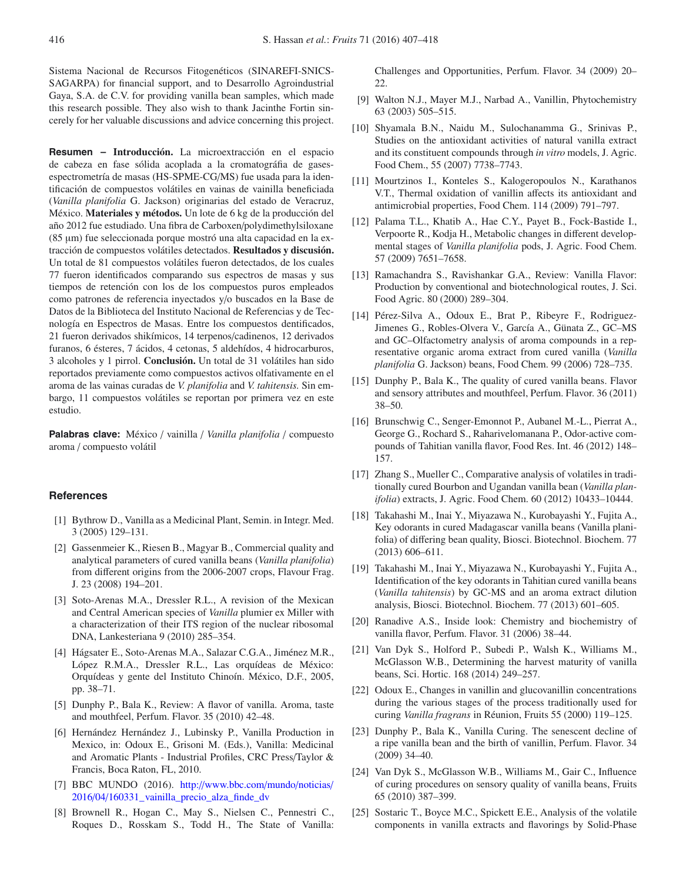Sistema Nacional de Recursos Fitogenéticos (SINAREFI-SNICS-SAGARPA) for financial support, and to Desarrollo Agroindustrial Gaya, S.A. de C.V. for providing vanilla bean samples, which made this research possible. They also wish to thank Jacinthe Fortin sincerely for her valuable discussions and advice concerning this project.

**Resumen – Introducción.** La microextracción en el espacio de cabeza en fase sólida acoplada a la cromatográfia de gases-espectrometría de masas (HS-SPME-CG/MS) fue usada para la identificación de compuestos volátiles en vainas de vainilla beneficiada (*Vanilla planifolia* G. Jackson) originarias del estado de Veracruz, México. **Materiales y métodos.** Un lote de 6 kg de la producción del año 2012 fue estudiado. Una fibra de Carboxen/polydimethylsiloxane (85 μm) fue seleccionada porque mostró una alta capacidad en la extracción de compuestos volátiles detectados. **Resultados y discusión.** Un total de 81 compuestos volátiles fueron detectados, de los cuales 77 fueron identificados comparando sus espectros de masas y sus tiempos de retención con los de los compuestos puros empleados como patrones de referencia inyectados y/o buscados en la Base de Datos de la Biblioteca del Instituto Nacional de Referencias y de Tecnología en Espectros de Masas. Entre los compuestos dentificados, 21 fueron derivados shikímicos, 14 terpenos/cadinenos, 12 derivados furanos, 6 ésteres, 7 ácidos, 4 cetonas, 5 aldehídos, 4 hidrocarburos, 3 alcoholes y 1 pirrol. **Conclusión.** Un total de 31 volátiles han sido reportados previamente como compuestos activos olfativamente en el aroma de las vainas curadas de *V. planifolia* and *V. tahitensis*. Sin embargo, 11 compuestos volátiles se reportan por primera vez en este estudio.

**Palabras clave:** México / vainilla / *Vanilla planifolia* / compuesto aroma / compuesto volátil

## References

[1] Bythrow D., Vanilla as a Medicinal Plant, Semin. in Integr. Med. 3 (2005) 129–131.

[2] Gassenmeier K., Riesen B., Magyar B., Commercial quality and analytical parameters of cured vanilla beans (*Vanilla planifolia*) from different origins from the 2006-2007 crops, Flavour Frag. J. 23 (2008) 194–201.

[3] Soto-Arenas M.A., Dressler R.L., A revision of the Mexican and Central American species of *Vanilla* plumier ex Miller with a characterization of their ITS region of the nuclear ribosomal DNA, Lankesteriana 9 (2010) 285–354.

[4] Hágsater E., Soto-Arenas M.A., Salazar C.G.A., Jiménez M.R., López R.M.A., Dressler R.L., Las orquídeas de México: Orquídeas y gente del Instituto Chinoín. México, D.F., 2005, pp. 38–71.

[5] Dunphy P., Bala K., Review: A flavor of vanilla. Aroma, taste and mouthfeel, Perfum. Flavor. 35 (2010) 42–48.

[6] Hernández Hernández J., Lubinsky P., Vanilla Production in Mexico, in: Odoux E., Grisoni M. (Eds.), Vanilla: Medicinal and Aromatic Plants - Industrial Profiles, CRC Press/Taylor & Francis, Boca Raton, FL, 2010.

[7] BBC MUNDO (2016). http://www.bbc.com/mundo/noticias/2016/04/160331_vainilla_precio_alza_finde_dv

[8] Brownell R., Hogan C., May S., Nielsen C., Pennestri C., Roques D., Rosskam S., Todd H., The State of Vanilla: Challenges and Opportunities, Perfum. Flavor. 34 (2009) 20–22.

[9] Walton N.J., Mayer M.J., Narbad A., Vanillin, Phytochemistry 63 (2003) 505–515.

[10] Shyamala B.N., Naidu M., Sulochanamma G., Srinivas P., Studies on the antioxidant activities of natural vanilla extract and its constituent compounds through *in vitro* models, J. Agric. Food Chem., 55 (2007) 7738–7743.

[11] Mourtzinos I., Konteles S., Kalogeropoulos N., Karathanos V.T., Thermal oxidation of vanillin affects its antioxidant and antimicrobial properties, Food Chem. 114 (2009) 791–797.

[12] Palama T.L., Khatib A., Hae C.Y., Payet B., Fock-Bastide I., Verpoorte R., Kodja H., Metabolic changes in different developmental stages of *Vanilla planifolia* pods, J. Agric. Food Chem. 57 (2009) 7651–7658.

[13] Ramachandra S., Ravishankar G.A., Review: Vanilla Flavor: Production by conventional and biotechnological routes, J. Sci. Food Agric. 80 (2000) 289–304.

[14] Pérez-Silva A., Odoux E., Brat P., Ribeyre F., Rodriguez-Jimenes G., Robles-Olvera V., García A., Günata Z., GC–MS and GC–Olfactometry analysis of aroma compounds in a representative organic aroma extract from cured vanilla (*Vanilla planifolia* G. Jackson) beans, Food Chem. 99 (2006) 728–735.

[15] Dunphy P., Bala K., The quality of cured vanilla beans. Flavor and sensory attributes and mouthfeel, Perfum. Flavor. 36 (2011) 38–50.

[16] Brunschwig C., Senger-Emonnot P., Aubanel M.-L., Pierrat A., George G., Rochard S., Raharivelomanana P., Odor-active compounds of Tahitian vanilla flavor, Food Res. Int. 46 (2012) 148–157.

[17] Zhang S., Mueller C., Comparative analysis of volatiles in traditionally cured Bourbon and Ugandan vanilla bean (*Vanilla planifolia*) extracts, J. Agric. Food Chem. 60 (2012) 10433–10444.

[18] Takahashi M., Inai Y., Miyazawa N., Kurobayashi Y., Fujita A., Key odorants in cured Madagascar vanilla beans (Vanilla planifolia) of differing bean quality, Biosci. Biotechnol. Biochem. 77 (2013) 606–611.

[19] Takahashi M., Inai Y., Miyazawa N., Kurobayashi Y., Fujita A., Identification of the key odorants in Tahitian cured vanilla beans (*Vanilla tahitensis*) by GC-MS and an aroma extract dilution analysis, Biosci. Biotechnol. Biochem. 77 (2013) 601–605.

[20] Ranadive A.S., Inside look: Chemistry and biochemistry of vanilla flavor, Perfum. Flavor. 31 (2006) 38–44.

[21] Van Dyk S., Holford P., Subedi P., Walsh K., Williams M., McGlasson W.B., Determining the harvest maturity of vanilla beans, Sci. Hortic. 168 (2014) 249–257.

[22] Odoux E., Changes in vanillin and glucovanillin concentrations during the various stages of the process traditionally used for curing *Vanilla fragrans* in Réunion, Fruits 55 (2000) 119–125.

[23] Dunphy P., Bala K., Vanilla Curing. The senescent decline of a ripe vanilla bean and the birth of vanillin, Perfum. Flavor. 34 (2009) 34–40.

[24] Van Dyk S., McGlasson W.B., Williams M., Gair C., Influence of curing procedures on sensory quality of vanilla beans, Fruits 65 (2010) 387–399.

[25] Sostaric T., Boyce M.C., Spickett E.E., Analysis of the volatile components in vanilla extracts and flavorings by Solid-Phase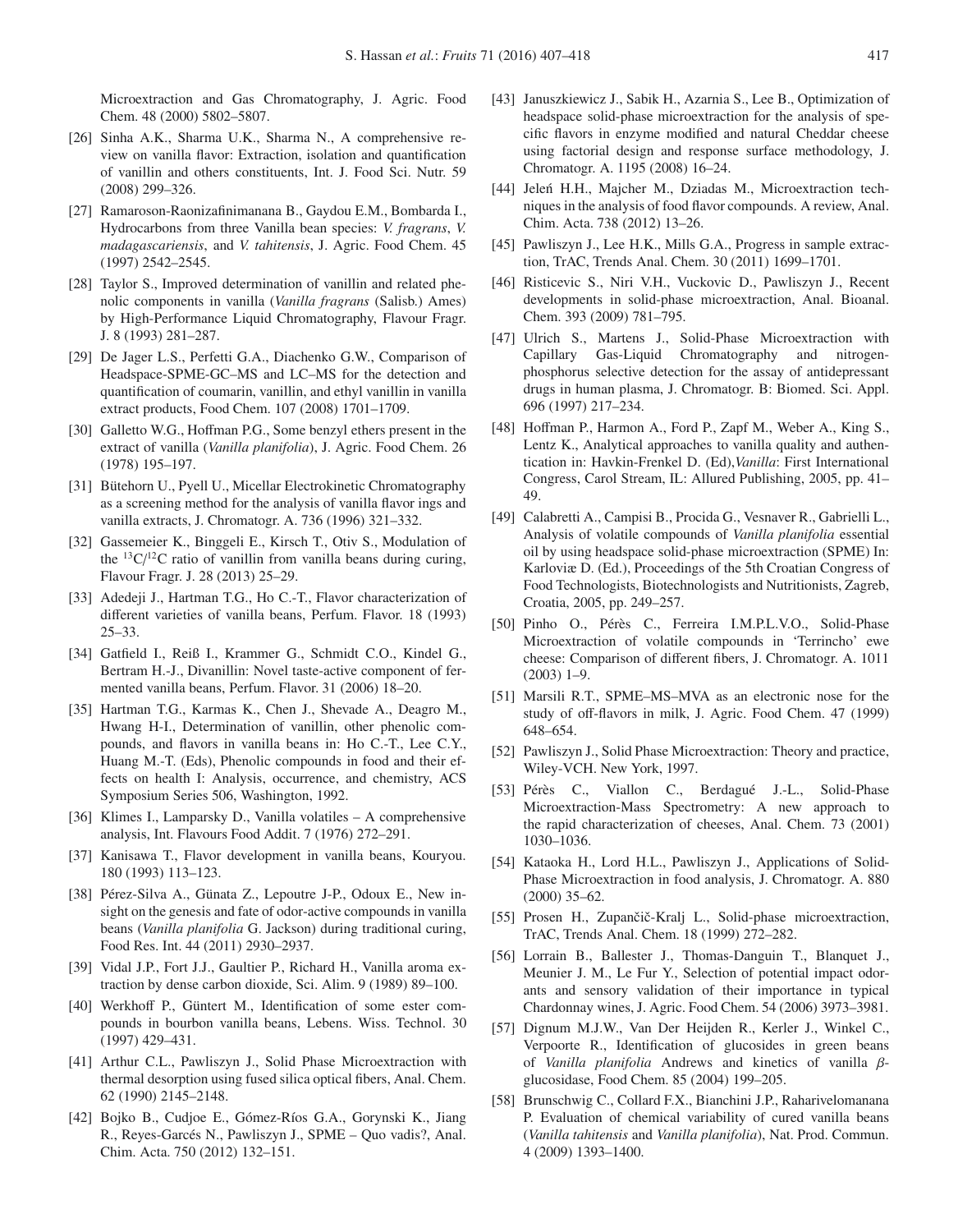Microextraction and Gas Chromatography, J. Agric. Food Chem. 48 (2000) 5802–5807.

[26] Sinha A.K., Sharma U.K., Sharma N., A comprehensive review on vanilla flavor: Extraction, isolation and quantification of vanillin and others constituents, Int. J. Food Sci. Nutr. 59 (2008) 299–326.

[27] Ramaroson-Raonizafinimanana B., Gaydou E.M., Bombarda I., Hydrocarbons from three Vanilla bean species: *V. fragrans*, *V. madagascariensis*, and *V. tahitensis*, J. Agric. Food Chem. 45 (1997) 2542–2545.

[28] Taylor S., Improved determination of vanillin and related phenolic components in vanilla (*Vanilla fragrans* (Salisb.) Ames) by High-Performance Liquid Chromatography, Flavour Fragr. J. 8 (1993) 281–287.

[29] De Jager L.S., Perfetti G.A., Diachenko G.W., Comparison of Headspace-SPME-GC–MS and LC–MS for the detection and quantification of coumarin, vanillin, and ethyl vanillin in vanilla extract products, Food Chem. 107 (2008) 1701–1709.

[30] Galletto W.G., Hoffman P.G., Some benzyl ethers present in the extract of vanilla (*Vanilla planifolia*), J. Agric. Food Chem. 26 (1978) 195–197.

[31] Bütehorn U., Pyell U., Micellar Electrokinetic Chromatography as a screening method for the analysis of vanilla flavor ings and vanilla extracts, J. Chromatogr. A. 736 (1996) 321–332.

[32] Gassemeier K., Binggeli E., Kirsch T., Otiv S., Modulation of the $^{13}C/^{12}C$ ratio of vanillin from vanilla beans during curing, Flavour Fragr. J. 28 (2013) 25–29.

[33] Adedeji J., Hartman T.G., Ho C.-T., Flavor characterization of different varieties of vanilla beans, Perfum. Flavor. 18 (1993) 25–33.

[34] Gatfield I., Reiß I., Krammer G., Schmidt C.O., Kindel G., Bertram H.-J., Divanillin: Novel taste-active component of fermented vanilla beans, Perfum. Flavor. 31 (2006) 18–20.

[35] Hartman T.G., Karmas K., Chen J., Shevade A., Deagro M., Hwang H-I., Determination of vanillin, other phenolic compounds, and flavors in vanilla beans in: Ho C.-T., Lee C.Y., Huang M.-T. (Eds), Phenolic compounds in food and their effects on health I: Analysis, occurrence, and chemistry, ACS Symposium Series 506, Washington, 1992.

[36] Klimes I., Lamparsky D., Vanilla volatiles – A comprehensive analysis, Int. Flavours Food Addit. 7 (1976) 272–291.

[37] Kanisawa T., Flavor development in vanilla beans, Kouryou. 180 (1993) 113–123.

[38] Pérez-Silva A., Günata Z., Lepoutre J-P., Odoux E., New insight on the genesis and fate of odor-active compounds in vanilla beans (*Vanilla planifolia* G. Jackson) during traditional curing, Food Res. Int. 44 (2011) 2930–2937.

[39] Vidal J.P., Fort J.J., Gaultier P., Richard H., Vanilla aroma extraction by dense carbon dioxide, Sci. Alim. 9 (1989) 89–100.

[40] Werkhoff P., Güntert M., Identification of some ester compounds in bourbon vanilla beans, Lebens. Wiss. Technol. 30 (1997) 429–431.

[41] Arthur C.L., Pawliszyn J., Solid Phase Microextraction with thermal desorption using fused silica optical fibers, Anal. Chem. 62 (1990) 2145–2148.

[42] Bojko B., Cudjoe E., Gómez-Ríos G.A., Gorynski K., Jiang R., Reyes-Garcés N., Pawliszyn J., SPME – Quo vadis?, Anal. Chim. Acta. 750 (2012) 132–151.

[43] Januszkiewicz J., Sabik H., Azarnia S., Lee B., Optimization of headspace solid-phase microextraction for the analysis of specific flavors in enzyme modified and natural Cheddar cheese using factorial design and response surface methodology, J. Chromatogr. A. 1195 (2008) 16–24.

[44] Jeleń H.H., Majcher M., Dziadas M., Microextraction techniques in the analysis of food flavor compounds. A review, Anal. Chim. Acta. 738 (2012) 13–26.

[45] Pawliszyn J., Lee H.K., Mills G.A., Progress in sample extraction, TrAC, Trends Anal. Chem. 30 (2011) 1699–1701.

[46] Risticevic S., Niri V.H., Vuckovic D., Pawliszyn J., Recent developments in solid-phase microextraction, Anal. Bioanal. Chem. 393 (2009) 781–795.

[47] Ulrich S., Martens J., Solid-Phase Microextraction with Capillary Gas-Liquid Chromatography and nitrogen-phosphorus selective detection for the assay of antidepressant drugs in human plasma, J. Chromatogr. B: Biomed. Sci. Appl. 696 (1997) 217–234.

[48] Hoffman P., Harmon A., Ford P., Zapf M., Weber A., King S., Lentz K., Analytical approaches to vanilla quality and authentication in: Havkin-Frenkel D. (Ed),*Vanilla*: First International Congress, Carol Stream, IL: Allured Publishing, 2005, pp. 41–49.

[49] Calabretti A., Campisi B., Procida G., Vesnaver R., Gabrielli L., Analysis of volatile compounds of *Vanilla planifolia* essential oil by using headspace solid-phase microextraction (SPME) In: Karloviæ D. (Ed.), Proceedings of the 5th Croatian Congress of Food Technologists, Biotechnologists and Nutritionists, Zagreb, Croatia, 2005, pp. 249–257.

[50] Pinho O., Pérès C., Ferreira I.M.P.L.V.O., Solid-Phase Microextraction of volatile compounds in 'Terrincho' ewe cheese: Comparison of different fibers, J. Chromatogr. A. 1011 (2003) 1–9.

[51] Marsili R.T., SPME–MS–MVA as an electronic nose for the study of off-flavors in milk, J. Agric. Food Chem. 47 (1999) 648–654.

[52] Pawliszyn J., Solid Phase Microextraction: Theory and practice, Wiley-VCH. New York, 1997.

[53] Pérès C., Viallon C., Berdagué J.-L., Solid-Phase Microextraction-Mass Spectrometry: A new approach to the rapid characterization of cheeses, Anal. Chem. 73 (2001) 1030–1036.

[54] Kataoka H., Lord H.L., Pawliszyn J., Applications of Solid-Phase Microextraction in food analysis, J. Chromatogr. A. 880 (2000) 35–62.

[55] Prosen H., Zupančič-Kralj L., Solid-phase microextraction, TrAC, Trends Anal. Chem. 18 (1999) 272–282.

[56] Lorrain B., Ballester J., Thomas-Danguin T., Blanquet J., Meunier J. M., Le Fur Y., Selection of potential impact odorants and sensory validation of their importance in typical Chardonnay wines, J. Agric. Food Chem. 54 (2006) 3973–3981.

[57] Dignum M.J.W., Van Der Heijden R., Kerler J., Winkel C., Verpoorte R., Identification of glucosides in green beans of *Vanilla planifolia* Andrews and kinetics of vanilla $\beta$-glucosidase, Food Chem. 85 (2004) 199–205.

[58] Brunschwig C., Collard F.X., Bianchini J.P., Raharivelomanana P. Evaluation of chemical variability of cured vanilla beans (*Vanilla tahitensis* and *Vanilla planifolia*), Nat. Prod. Commun. 4 (2009) 1393–1400.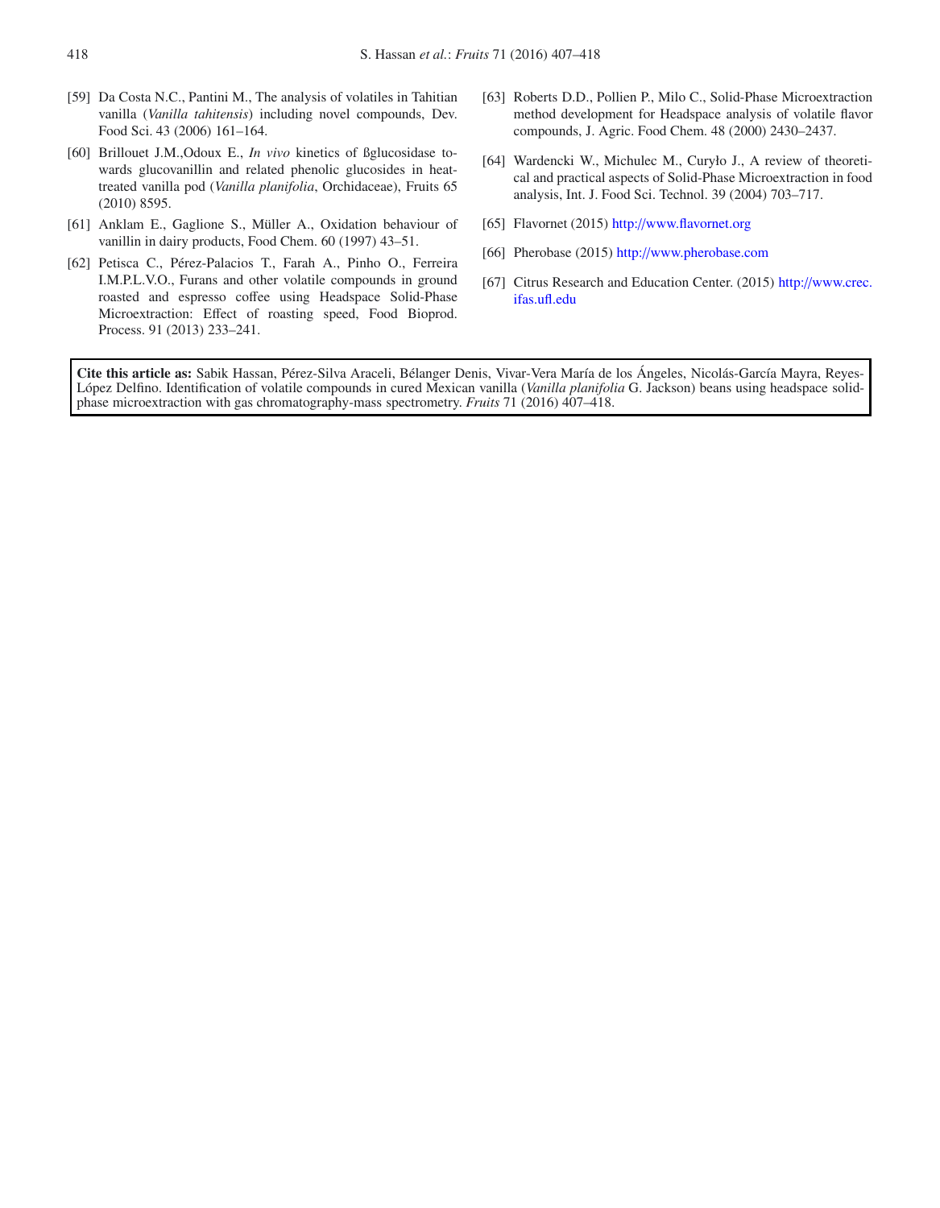[59] Da Costa N.C., Pantini M., The analysis of volatiles in Tahitian vanilla (*Vanilla tahitensis*) including novel compounds, Dev. Food Sci. 43 (2006) 161–164.

[60] Brillouet J.M.,Odoux E., *In vivo* kinetics of ßglucosidase towards glucovanillin and related phenolic glucosides in heat-treated vanilla pod (*Vanilla planifolia*, Orchidaceae), Fruits 65 (2010) 8595.

[61] Anklam E., Gaglione S., Müller A., Oxidation behaviour of vanillin in dairy products, Food Chem. 60 (1997) 43–51.

[62] Petisca C., Pérez-Palacios T., Farah A., Pinho O., Ferreira I.M.P.L.V.O., Furans and other volatile compounds in ground roasted and espresso coffee using Headspace Solid-Phase Microextraction: Effect of roasting speed, Food Bioprod. Process. 91 (2013) 233–241.

[63] Roberts D.D., Pollien P., Milo C., Solid-Phase Microextraction method development for Headspace analysis of volatile flavor compounds, J. Agric. Food Chem. 48 (2000) 2430–2437.

[64] Wardencki W., Michulec M., Curyło J., A review of theoretical and practical aspects of Solid-Phase Microextraction in food analysis, Int. J. Food Sci. Technol. 39 (2004) 703–717.

[65] Flavornet (2015) http://www.flavornet.org

[66] Pherobase (2015) http://www.pherobase.com

[67] Citrus Research and Education Center. (2015) http://www.crec.ifas.ufl.edu

**Cite this article as:** Sabik Hassan, Pérez-Silva Araceli, Bélanger Denis, Vivar-Vera María de los Ángeles, Nicolás-García Mayra, Reyes-López Delfino. Identification of volatile compounds in cured Mexican vanilla (*Vanilla planifolia* G. Jackson) beans using headspace solid-phase microextraction with gas chromatography-mass spectrometry. *Fruits* 71 (2016) 407–418.